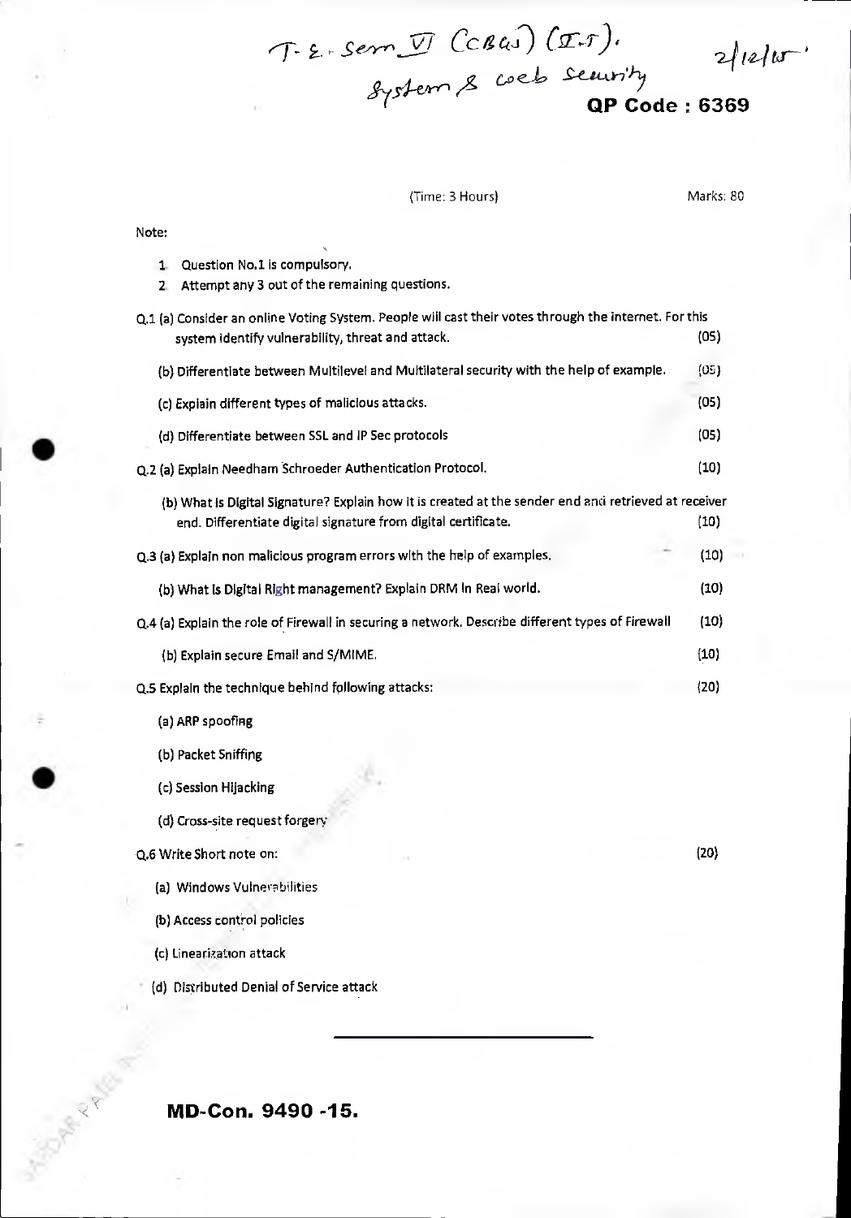T. E. Sem VI (CBGS) (I.T). 2/12/15
System & web Security

**QP Code : 6369**

(Time: 3 Hours) Marks: 80

Note:

1. Question No.1 is compulsory.
2. Attempt any 3 out of the remaining questions.

Q.1 (a) Consider an online Voting System. People will cast their votes through the internet. For this system identify vulnerability, threat and attack. (05)

(b) Differentiate between Multilevel and Multilateral security with the help of example. (05)

(c) Explain different types of malicious attacks. (05)

(d) Differentiate between SSL and IP Sec protocols (05)

Q.2 (a) Explain Needham Schroeder Authentication Protocol. (10)

(b) What is Digital Signature? Explain how it is created at the sender end and retrieved at receiver end. Differentiate digital signature from digital certificate. (10)

Q.3 (a) Explain non malicious program errors with the help of examples. (10)

(b) What is Digital Right management? Explain DRM in Real world. (10)

Q.4 (a) Explain the role of Firewall in securing a network. Describe different types of Firewall (10)

(b) Explain secure Email and S/MIME. (10)

Q.5 Explain the technique behind following attacks: (20)

(a) ARP spoofing

(b) Packet Sniffing

(c) Session Hijacking

(d) Cross-site request forgery

Q.6 Write Short note on: (20)

(a) Windows Vulnerabilities

(b) Access control policies

(c) Linearization attack

(d) Distributed Denial of Service attack

---

**MD-Con. 9490 -15.**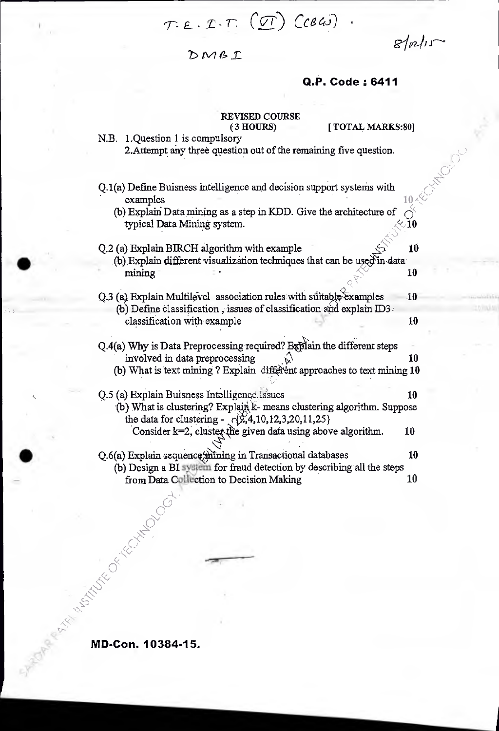T.E. I.T. (VI) (CBGS) ·

DMBI

8/12/15

**Q.P. Code : 6411**

REVISED COURSE
(3 HOURS) [ TOTAL MARKS:80]

N.B. 1.Question 1 is compulsory
2.Attempt any three question out of the remaining five question.

Q.1(a) Define Buisness intelligence and decision support systems with examples 10
(b) Explain Data mining as a step in KDD. Give the architecture of typical Data Mining system. 10

Q.2 (a) Explain BIRCH algorithm with example 10
(b) Explain different visualization techniques that can be used in data mining 10

Q.3 (a) Explain Multilevel association rules with suitable examples 10
(b) Define classification , issues of classification and explain ID3 classification with example 10

Q.4(a) Why is Data Preprocessing required? Explain the different steps involved in data preprocessing 10
(b) What is text mining ? Explain different approaches to text mining 10

Q.5 (a) Explain Buisness Intelligence Issues 10
(b) What is clustering? Explain k- means clustering algorithm. Suppose the data for clustering - {2,4,10,12,3,20,11,25}
Consider k=2, cluster the given data using above algorithm. 10

Q.6(a) Explain sequence mining in Transactional databases 10
(b) Design a BI system for fraud detection by describing all the steps from Data Collection to Decision Making 10

MD-Con. 10384-15.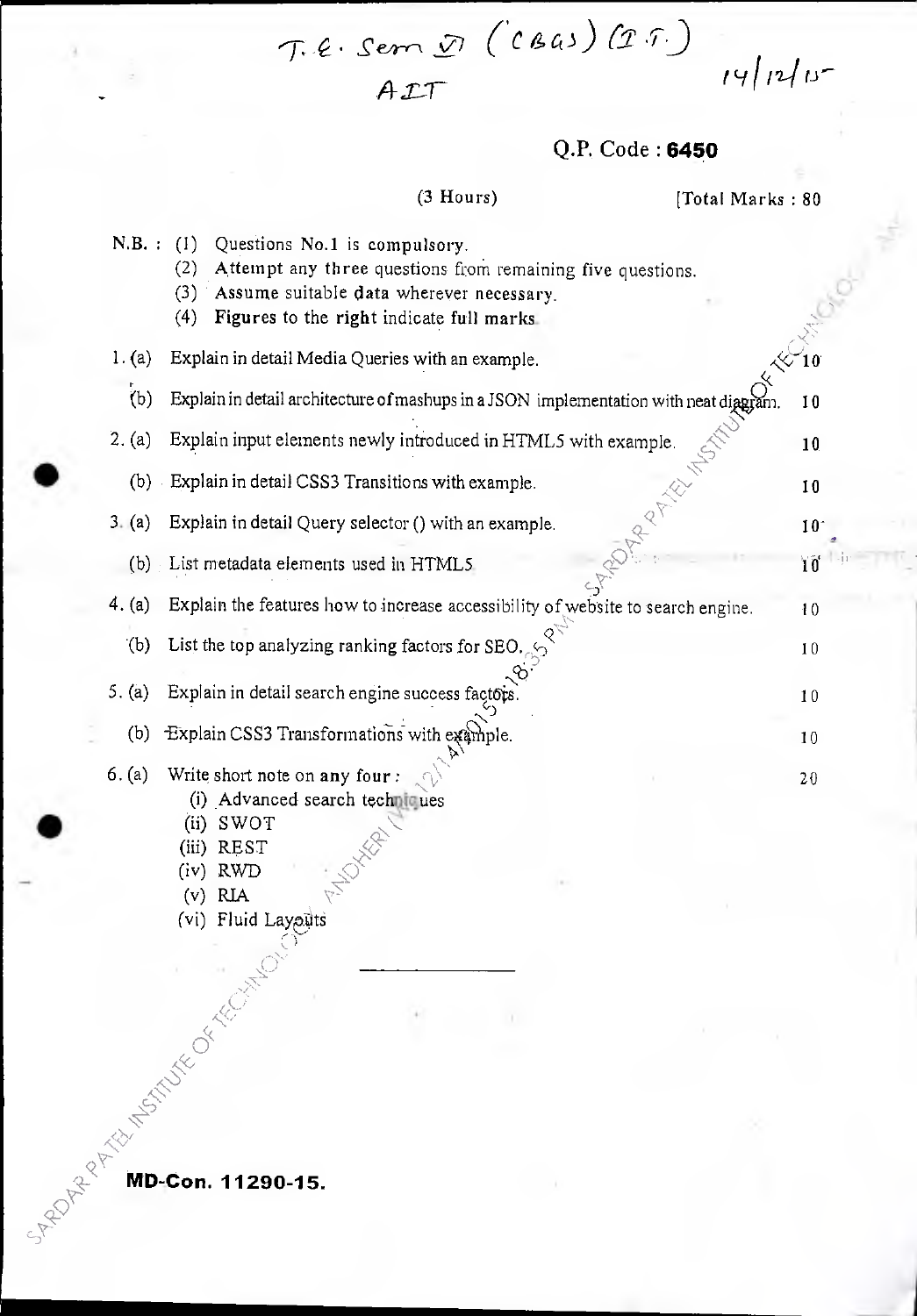T.E. Sem VI (CBGS) (I.T.)

AIT

14/12/15

**Q.P. Code : 6450**

(3 Hours) [Total Marks : 80

N.B. : (1) Questions No.1 is compulsory.
(2) Attempt any three questions from remaining five questions.
(3) Assume suitable data wherever necessary.
(4) **Figures to the right indicate full marks.**

| | | |
|---|---|---|
| 1. (a) | Explain in detail Media Queries with an example. | 10 |
| (b) | Explain in detail architecture of mashups in a JSON implementation with neat diagram. | 10 |
| 2. (a) | Explain input elements newly introduced in HTML5 with example. | 10 |
| (b) | Explain in detail CSS3 Transitions with example. | 10 |
| 3. (a) | Explain in detail Query selector () with an example. | 10 |
| (b) | List metadata elements used in HTML5 | 10 |
| 4. (a) | Explain the features how to increase accessibility of website to search engine. | 10 |
| (b) | List the top analyzing ranking factors for SEO. | 10 |
| 5. (a) | Explain in detail search engine success factors. | 10 |
| (b) | Explain CSS3 Transformations with example. | 10 |
| 6. (a) | Write short note on any four : | 20 |

(i) Advanced search techniques
(ii) SWOT
(iii) REST
(iv) RWD
(v) RIA
(vi) Fluid Layouts

MD-Con. 11290-15.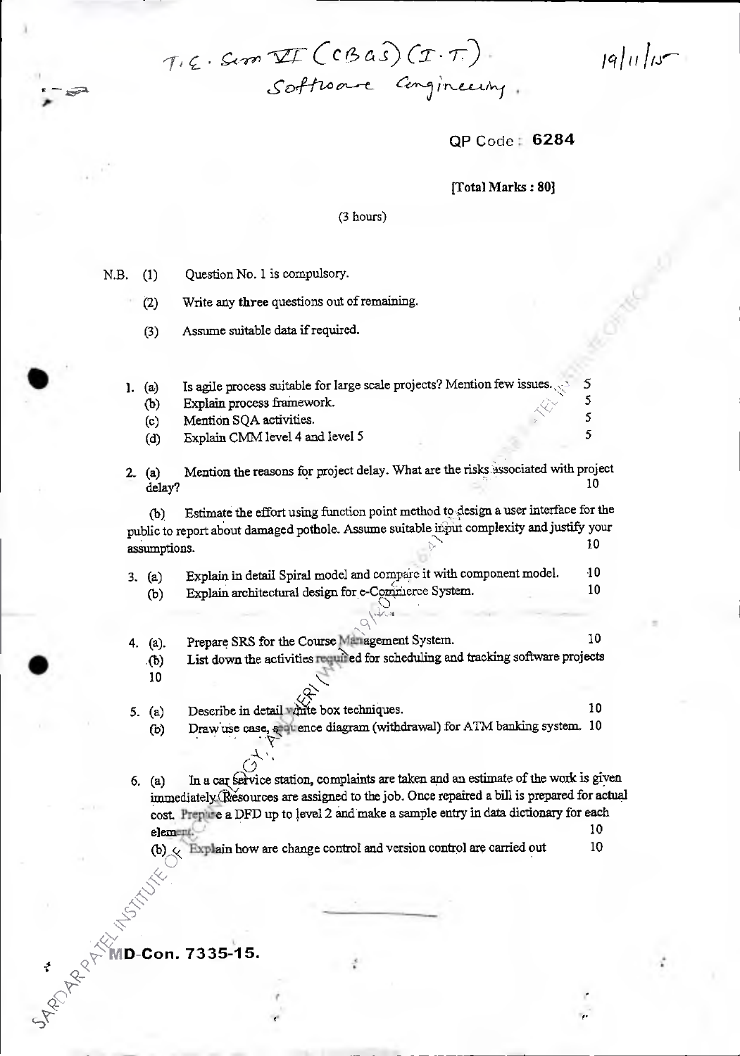T.E. Sem VI (CBGS) (I.T.)
Software Engineering.

19/11/15

QP Code : **6284**

**[Total Marks : 80]**

(3 hours)

N.B. (1) Question No. 1 is compulsory.

(2) Write any **three** questions out of remaining.

(3) Assume suitable data if required.

1. (a) Is agile process suitable for large scale projects? Mention few issues. 5
   (b) Explain process framework. 5
   (c) Mention SQA activities. 5
   (d) Explain CMM level 4 and level 5 5

2. (a) Mention the reasons for project delay. What are the risks associated with project delay? 10

   (b) Estimate the effort using function point method to design a user interface for the public to report about damaged pothole. Assume suitable input complexity and justify your assumptions. 10

3. (a) Explain in detail Spiral model and compare it with component model. 10
   (b) Explain architectural design for e-Commerce System. 10

4. (a). Prepare SRS for the Course Management System. 10
   (b) List down the activities required for scheduling and tracking software projects 10

5. (a) Describe in detail white box techniques. 10
   (b) Draw use case, sequence diagram (withdrawal) for ATM banking system. 10

6. (a) In a car service station, complaints are taken and an estimate of the work is given immediately. Resources are assigned to the job. Once repaired a bill is prepared for actual cost. Prepare a DFD up to level 2 and make a sample entry in data dictionary for each element. 10

   (b) Explain how are change control and version control are carried out 10

MD-Con. 7335-15.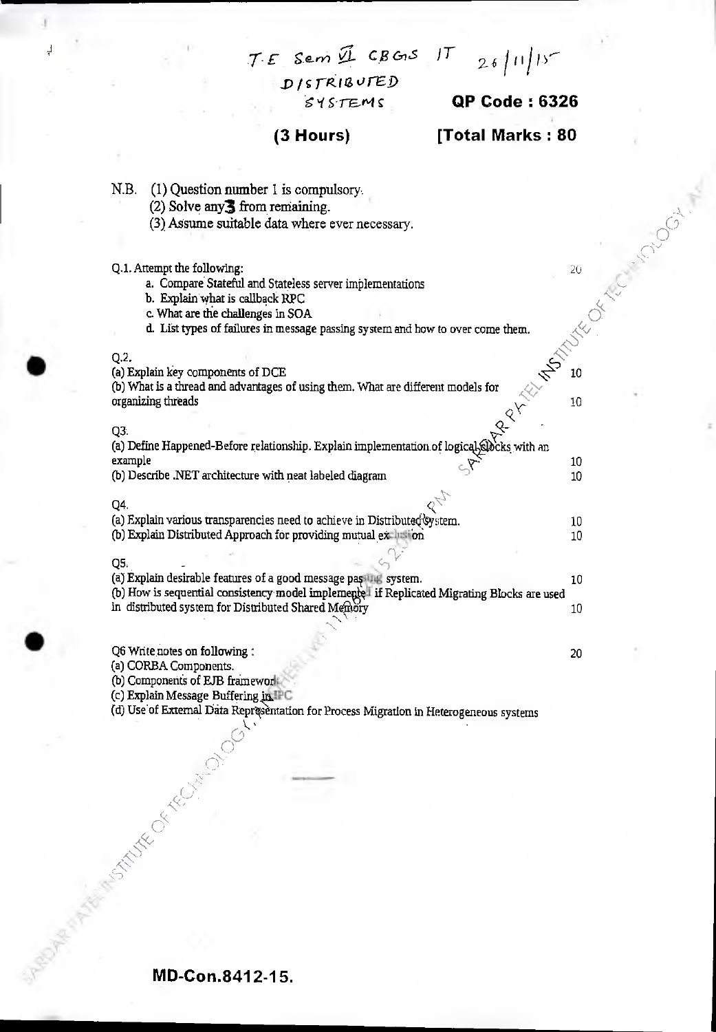T.E Sem VI CBGS IT 26/11/15

DISTRIBUTED SYSTEMS

**QP Code : 6326**

**(3 Hours)** **[Total Marks : 80**

N.B. (1) Question number 1 is compulsory.
(2) Solve any 3 from remaining.
(3) Assume suitable data where ever necessary.

Q.1. Attempt the following: 20

a. Compare Stateful and Stateless server implementations
b. Explain what is callback RPC
c. What are the challenges in SOA
d. List types of failures in message passing system and how to over come them.

Q.2.
(a) Explain key components of DCE 10
(b) What is a thread and advantages of using them. What are different models for organizing threads 10

Q3.
(a) Define Happened-Before relationship. Explain implementation of logical clocks with an example 10
(b) Describe .NET architecture with neat labeled diagram 10

Q4.
(a) Explain various transparencies need to achieve in Distributed system. 10
(b) Explain Distributed Approach for providing mutual exclusion 10

Q5.
(a) Explain desirable features of a good message passing system. 10
(b) How is sequential consistency model implemented if Replicated Migrating Blocks are used in distributed system for Distributed Shared Memory 10

Q6 Write notes on following : 20
(a) CORBA Components.
(b) Components of EJB framework
(c) Explain Message Buffering in IPC
(d) Use of External Data Representation for Process Migration in Heterogeneous systems

**MD-Con.8412-15.**